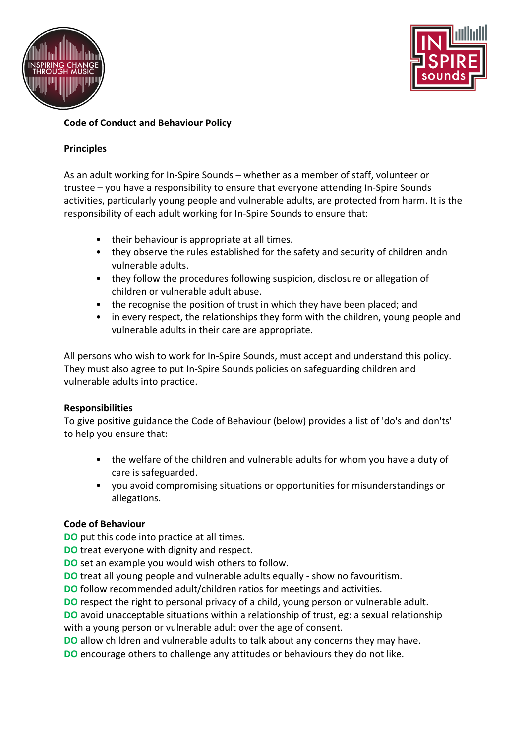**Code of Conduct and Behaviour Policy**

**Principles**

As an adult working for In-Spire Sounds – whether as a member of staff, volunteer or trustee – you have a responsibility to ensure that everyone attending In-Spire Sounds activities, particularly young people and vulnerable adults, are protected from harm. It is the responsibility of each adult working for In-Spire Sounds to ensure that:

- their behaviour is appropriate at all times.
- they observe the rules established for the safety and security of children andn vulnerable adults.
- they follow the procedures following suspicion, disclosure or allegation of children or vulnerable adult abuse.
- the recognise the position of trust in which they have been placed; and
- in every respect, the relationships they form with the children, young people and vulnerable adults in their care are appropriate.

All persons who wish to work for In-Spire Sounds, must accept and understand this policy. They must also agree to put In-Spire Sounds policies on safeguarding children and vulnerable adults into practice.

**Responsibilities**

To give positive guidance the Code of Behaviour (below) provides a list of 'do's and don'ts' to help you ensure that:

- the welfare of the children and vulnerable adults for whom you have a duty of care is safeguarded.
- you avoid compromising situations or opportunities for misunderstandings or allegations.

**Code of Behaviour**

**DO** put this code into practice at all times.
**DO** treat everyone with dignity and respect.
**DO** set an example you would wish others to follow.
**DO** treat all young people and vulnerable adults equally - show no favouritism.
**DO** follow recommended adult/children ratios for meetings and activities.
**DO** respect the right to personal privacy of a child, young person or vulnerable adult.
**DO** avoid unacceptable situations within a relationship of trust, eg: a sexual relationship with a young person or vulnerable adult over the age of consent.
**DO** allow children and vulnerable adults to talk about any concerns they may have.
**DO** encourage others to challenge any attitudes or behaviours they do not like.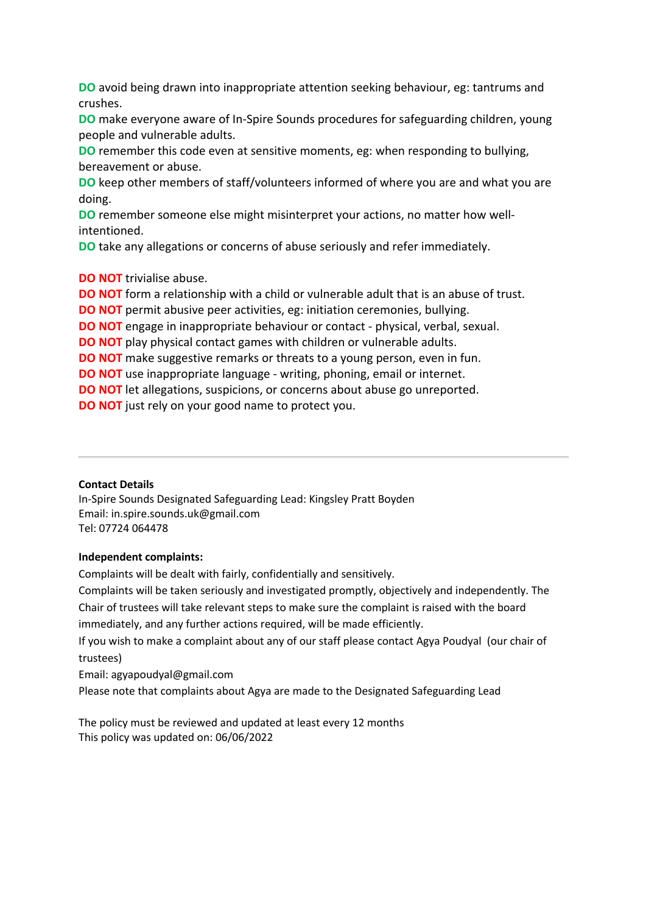**DO** avoid being drawn into inappropriate attention seeking behaviour, eg: tantrums and crushes.
**DO** make everyone aware of In-Spire Sounds procedures for safeguarding children, young people and vulnerable adults.
**DO** remember this code even at sensitive moments, eg: when responding to bullying, bereavement or abuse.
**DO** keep other members of staff/volunteers informed of where you are and what you are doing.
**DO** remember someone else might misinterpret your actions, no matter how well-intentioned.
**DO** take any allegations or concerns of abuse seriously and refer immediately.

**DO NOT** trivialise abuse.
**DO NOT** form a relationship with a child or vulnerable adult that is an abuse of trust.
**DO NOT** permit abusive peer activities, eg: initiation ceremonies, bullying.
**DO NOT** engage in inappropriate behaviour or contact - physical, verbal, sexual.
**DO NOT** play physical contact games with children or vulnerable adults.
**DO NOT** make suggestive remarks or threats to a young person, even in fun.
**DO NOT** use inappropriate language - writing, phoning, email or internet.
**DO NOT** let allegations, suspicions, or concerns about abuse go unreported.
**DO NOT** just rely on your good name to protect you.

---

**Contact Details**
In-Spire Sounds Designated Safeguarding Lead: Kingsley Pratt Boyden
Email: in.spire.sounds.uk@gmail.com
Tel: 07724 064478

**Independent complaints:**
Complaints will be dealt with fairly, confidentially and sensitively.
Complaints will be taken seriously and investigated promptly, objectively and independently. The Chair of trustees will take relevant steps to make sure the complaint is raised with the board immediately, and any further actions required, will be made efficiently.
If you wish to make a complaint about any of our staff please contact Agya Poudyal (our chair of trustees)
Email: agyapoudyal@gmail.com
Please note that complaints about Agya are made to the Designated Safeguarding Lead

The policy must be reviewed and updated at least every 12 months
This policy was updated on: 06/06/2022